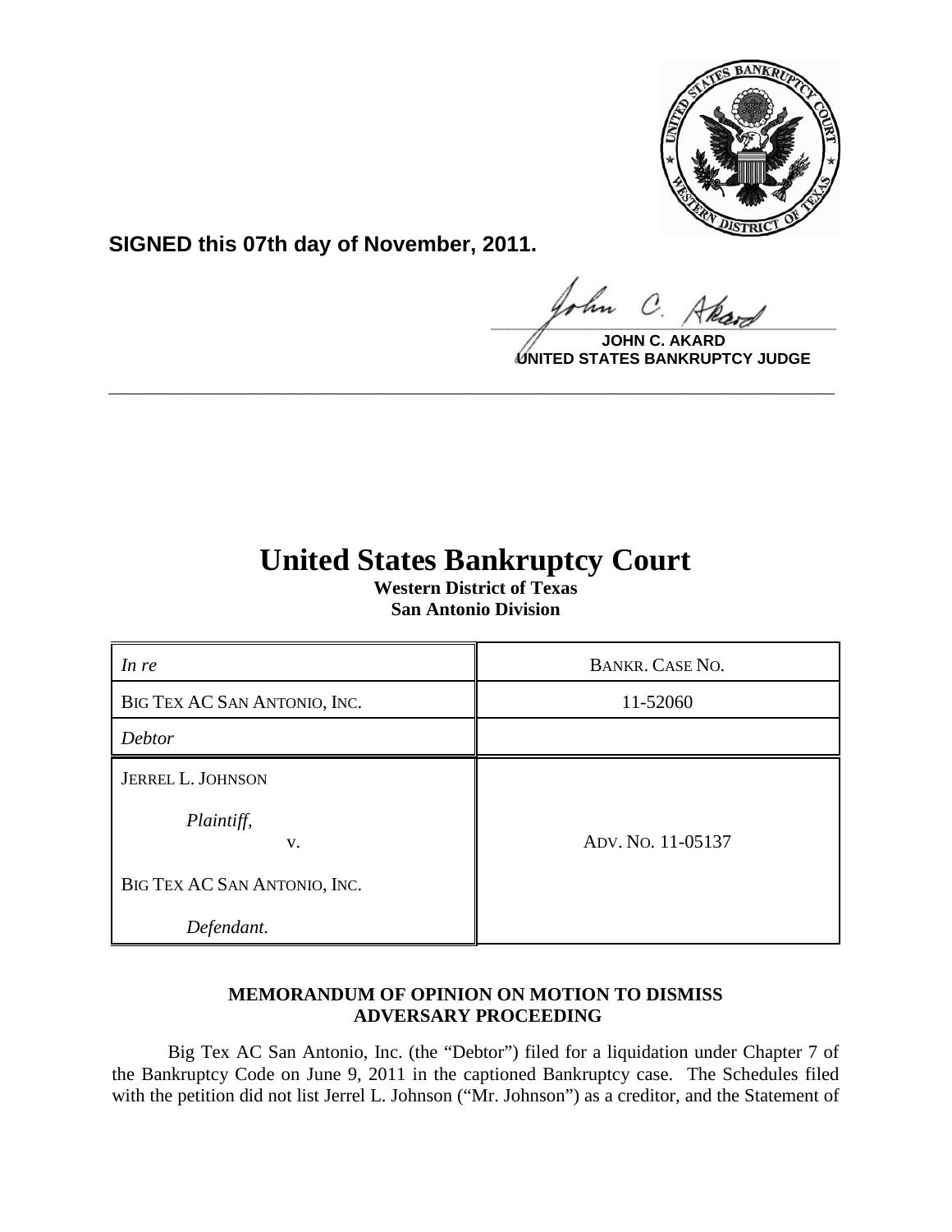**SIGNED this 07th day of November, 2011.**

**JOHN C. AKARD**
**UNITED STATES BANKRUPTCY JUDGE**

---

# United States Bankruptcy Court

**Western District of Texas**
**San Antonio Division**

| *In re* | BANKR. CASE NO. |
|---|---|
| BIG TEX AC SAN ANTONIO, INC. | 11-52060 |
| *Debtor* | |
| JERREL L. JOHNSON<br><br>*Plaintiff,*<br>v.<br><br>BIG TEX AC SAN ANTONIO, INC.<br><br>*Defendant.* | ADV. NO. 11-05137 |

### MEMORANDUM OF OPINION ON MOTION TO DISMISS ADVERSARY PROCEEDING

Big Tex AC San Antonio, Inc. (the "Debtor") filed for a liquidation under Chapter 7 of the Bankruptcy Code on June 9, 2011 in the captioned Bankruptcy case. The Schedules filed with the petition did not list Jerrel L. Johnson ("Mr. Johnson") as a creditor, and the Statement of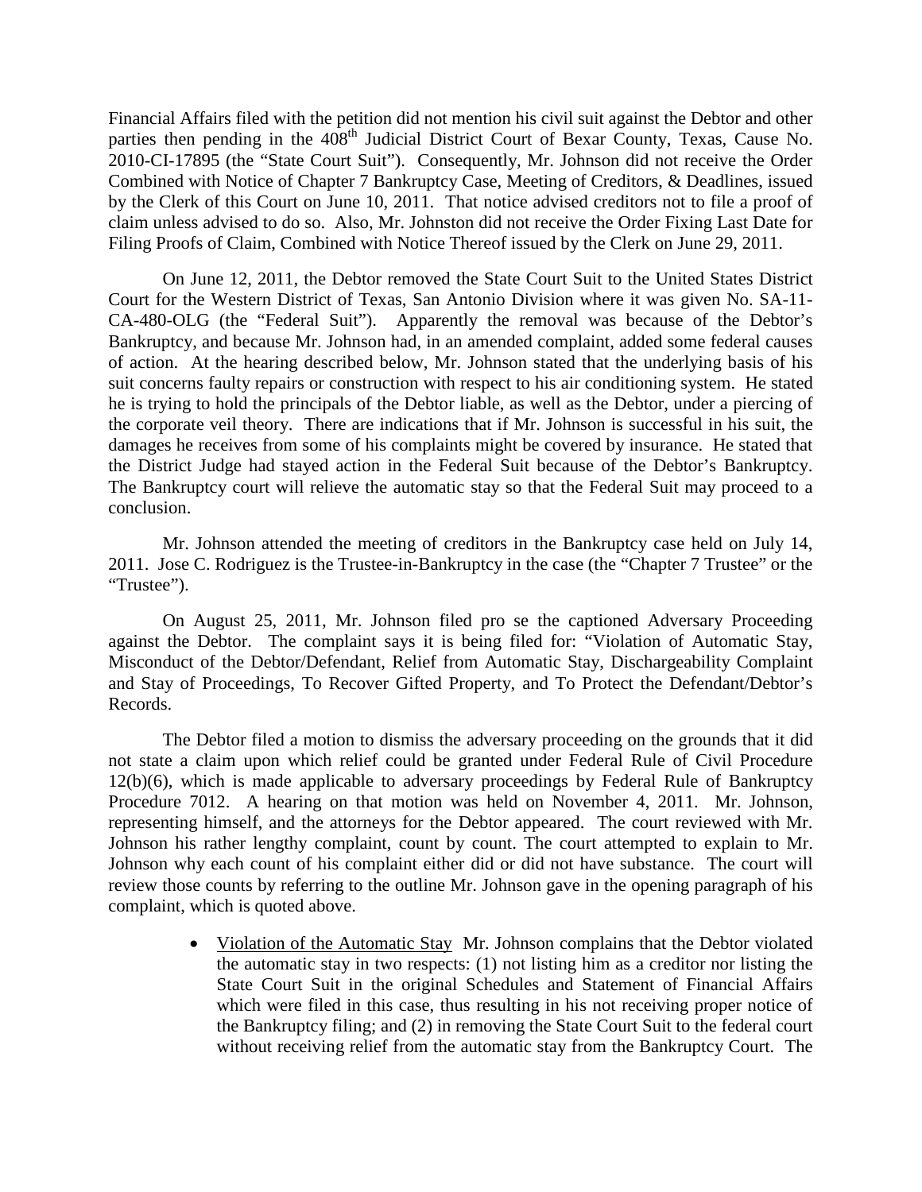Financial Affairs filed with the petition did not mention his civil suit against the Debtor and other parties then pending in the 408th Judicial District Court of Bexar County, Texas, Cause No. 2010-CI-17895 (the "State Court Suit"). Consequently, Mr. Johnson did not receive the Order Combined with Notice of Chapter 7 Bankruptcy Case, Meeting of Creditors, & Deadlines, issued by the Clerk of this Court on June 10, 2011. That notice advised creditors not to file a proof of claim unless advised to do so. Also, Mr. Johnston did not receive the Order Fixing Last Date for Filing Proofs of Claim, Combined with Notice Thereof issued by the Clerk on June 29, 2011.

On June 12, 2011, the Debtor removed the State Court Suit to the United States District Court for the Western District of Texas, San Antonio Division where it was given No. SA-11-CA-480-OLG (the "Federal Suit"). Apparently the removal was because of the Debtor's Bankruptcy, and because Mr. Johnson had, in an amended complaint, added some federal causes of action. At the hearing described below, Mr. Johnson stated that the underlying basis of his suit concerns faulty repairs or construction with respect to his air conditioning system. He stated he is trying to hold the principals of the Debtor liable, as well as the Debtor, under a piercing of the corporate veil theory. There are indications that if Mr. Johnson is successful in his suit, the damages he receives from some of his complaints might be covered by insurance. He stated that the District Judge had stayed action in the Federal Suit because of the Debtor's Bankruptcy. The Bankruptcy court will relieve the automatic stay so that the Federal Suit may proceed to a conclusion.

Mr. Johnson attended the meeting of creditors in the Bankruptcy case held on July 14, 2011. Jose C. Rodriguez is the Trustee-in-Bankruptcy in the case (the "Chapter 7 Trustee" or the "Trustee").

On August 25, 2011, Mr. Johnson filed pro se the captioned Adversary Proceeding against the Debtor. The complaint says it is being filed for: "Violation of Automatic Stay, Misconduct of the Debtor/Defendant, Relief from Automatic Stay, Dischargeability Complaint and Stay of Proceedings, To Recover Gifted Property, and To Protect the Defendant/Debtor's Records.

The Debtor filed a motion to dismiss the adversary proceeding on the grounds that it did not state a claim upon which relief could be granted under Federal Rule of Civil Procedure 12(b)(6), which is made applicable to adversary proceedings by Federal Rule of Bankruptcy Procedure 7012. A hearing on that motion was held on November 4, 2011. Mr. Johnson, representing himself, and the attorneys for the Debtor appeared. The court reviewed with Mr. Johnson his rather lengthy complaint, count by count. The court attempted to explain to Mr. Johnson why each count of his complaint either did or did not have substance. The court will review those counts by referring to the outline Mr. Johnson gave in the opening paragraph of his complaint, which is quoted above.

- Violation of the Automatic Stay Mr. Johnson complains that the Debtor violated the automatic stay in two respects: (1) not listing him as a creditor nor listing the State Court Suit in the original Schedules and Statement of Financial Affairs which were filed in this case, thus resulting in his not receiving proper notice of the Bankruptcy filing; and (2) in removing the State Court Suit to the federal court without receiving relief from the automatic stay from the Bankruptcy Court. The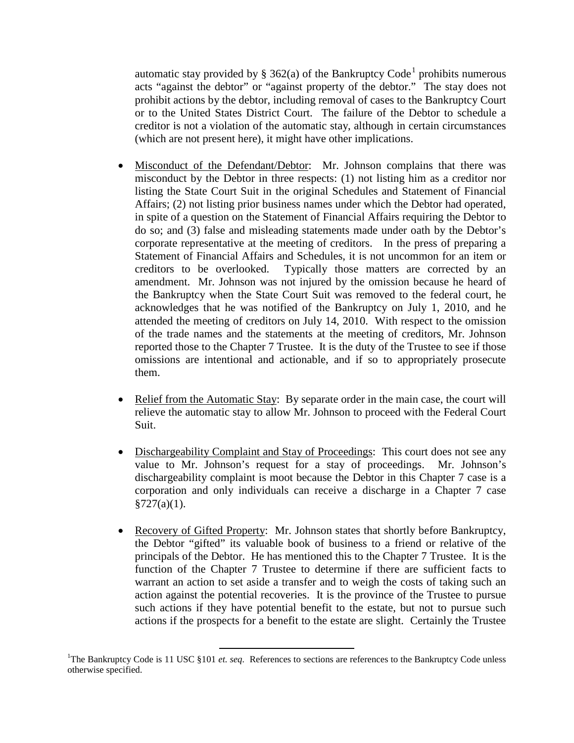automatic stay provided by § 362(a) of the Bankruptcy Code[1] prohibits numerous acts "against the debtor" or "against property of the debtor." The stay does not prohibit actions by the debtor, including removal of cases to the Bankruptcy Court or to the United States District Court. The failure of the Debtor to schedule a creditor is not a violation of the automatic stay, although in certain circumstances (which are not present here), it might have other implications.

- Misconduct of the Defendant/Debtor: Mr. Johnson complains that there was misconduct by the Debtor in three respects: (1) not listing him as a creditor nor listing the State Court Suit in the original Schedules and Statement of Financial Affairs; (2) not listing prior business names under which the Debtor had operated, in spite of a question on the Statement of Financial Affairs requiring the Debtor to do so; and (3) false and misleading statements made under oath by the Debtor's corporate representative at the meeting of creditors. In the press of preparing a Statement of Financial Affairs and Schedules, it is not uncommon for an item or creditors to be overlooked. Typically those matters are corrected by an amendment. Mr. Johnson was not injured by the omission because he heard of the Bankruptcy when the State Court Suit was removed to the federal court, he acknowledges that he was notified of the Bankruptcy on July 1, 2010, and he attended the meeting of creditors on July 14, 2010. With respect to the omission of the trade names and the statements at the meeting of creditors, Mr. Johnson reported those to the Chapter 7 Trustee. It is the duty of the Trustee to see if those omissions are intentional and actionable, and if so to appropriately prosecute them.

- Relief from the Automatic Stay: By separate order in the main case, the court will relieve the automatic stay to allow Mr. Johnson to proceed with the Federal Court Suit.

- Dischargeability Complaint and Stay of Proceedings: This court does not see any value to Mr. Johnson's request for a stay of proceedings. Mr. Johnson's dischargeability complaint is moot because the Debtor in this Chapter 7 case is a corporation and only individuals can receive a discharge in a Chapter 7 case §727(a)(1).

- Recovery of Gifted Property: Mr. Johnson states that shortly before Bankruptcy, the Debtor "gifted" its valuable book of business to a friend or relative of the principals of the Debtor. He has mentioned this to the Chapter 7 Trustee. It is the function of the Chapter 7 Trustee to determine if there are sufficient facts to warrant an action to set aside a transfer and to weigh the costs of taking such an action against the potential recoveries. It is the province of the Trustee to pursue such actions if they have potential benefit to the estate, but not to pursue such actions if the prospects for a benefit to the estate are slight. Certainly the Trustee

---

[1]The Bankruptcy Code is 11 USC §101 *et. seq*. References to sections are references to the Bankruptcy Code unless otherwise specified.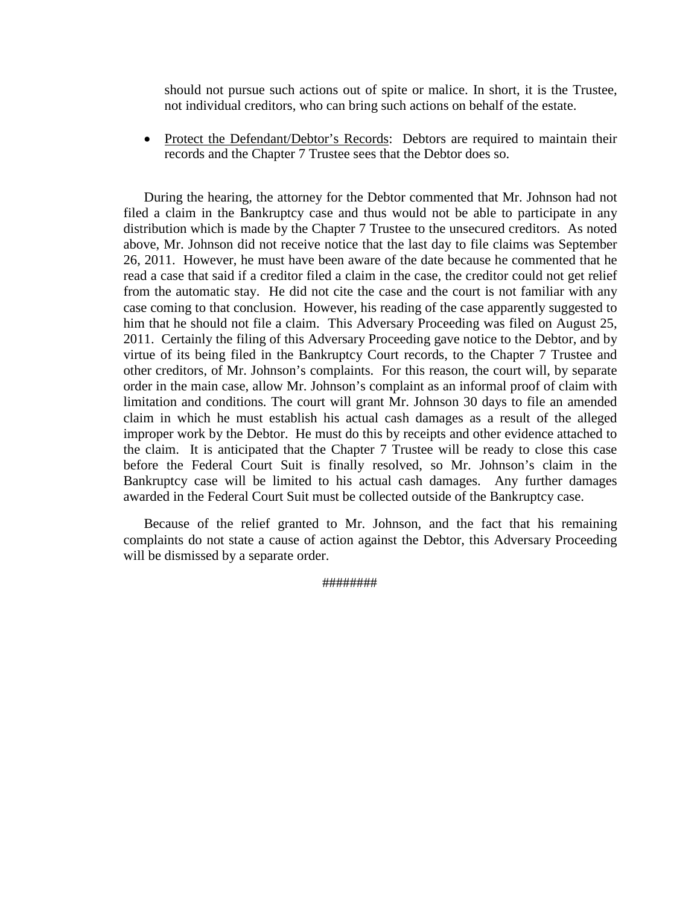should not pursue such actions out of spite or malice. In short, it is the Trustee, not individual creditors, who can bring such actions on behalf of the estate.

- Protect the Defendant/Debtor's Records: Debtors are required to maintain their records and the Chapter 7 Trustee sees that the Debtor does so.

During the hearing, the attorney for the Debtor commented that Mr. Johnson had not filed a claim in the Bankruptcy case and thus would not be able to participate in any distribution which is made by the Chapter 7 Trustee to the unsecured creditors. As noted above, Mr. Johnson did not receive notice that the last day to file claims was September 26, 2011. However, he must have been aware of the date because he commented that he read a case that said if a creditor filed a claim in the case, the creditor could not get relief from the automatic stay. He did not cite the case and the court is not familiar with any case coming to that conclusion. However, his reading of the case apparently suggested to him that he should not file a claim. This Adversary Proceeding was filed on August 25, 2011. Certainly the filing of this Adversary Proceeding gave notice to the Debtor, and by virtue of its being filed in the Bankruptcy Court records, to the Chapter 7 Trustee and other creditors, of Mr. Johnson's complaints. For this reason, the court will, by separate order in the main case, allow Mr. Johnson's complaint as an informal proof of claim with limitation and conditions. The court will grant Mr. Johnson 30 days to file an amended claim in which he must establish his actual cash damages as a result of the alleged improper work by the Debtor. He must do this by receipts and other evidence attached to the claim. It is anticipated that the Chapter 7 Trustee will be ready to close this case before the Federal Court Suit is finally resolved, so Mr. Johnson's claim in the Bankruptcy case will be limited to his actual cash damages. Any further damages awarded in the Federal Court Suit must be collected outside of the Bankruptcy case.

Because of the relief granted to Mr. Johnson, and the fact that his remaining complaints do not state a cause of action against the Debtor, this Adversary Proceeding will be dismissed by a separate order.

########